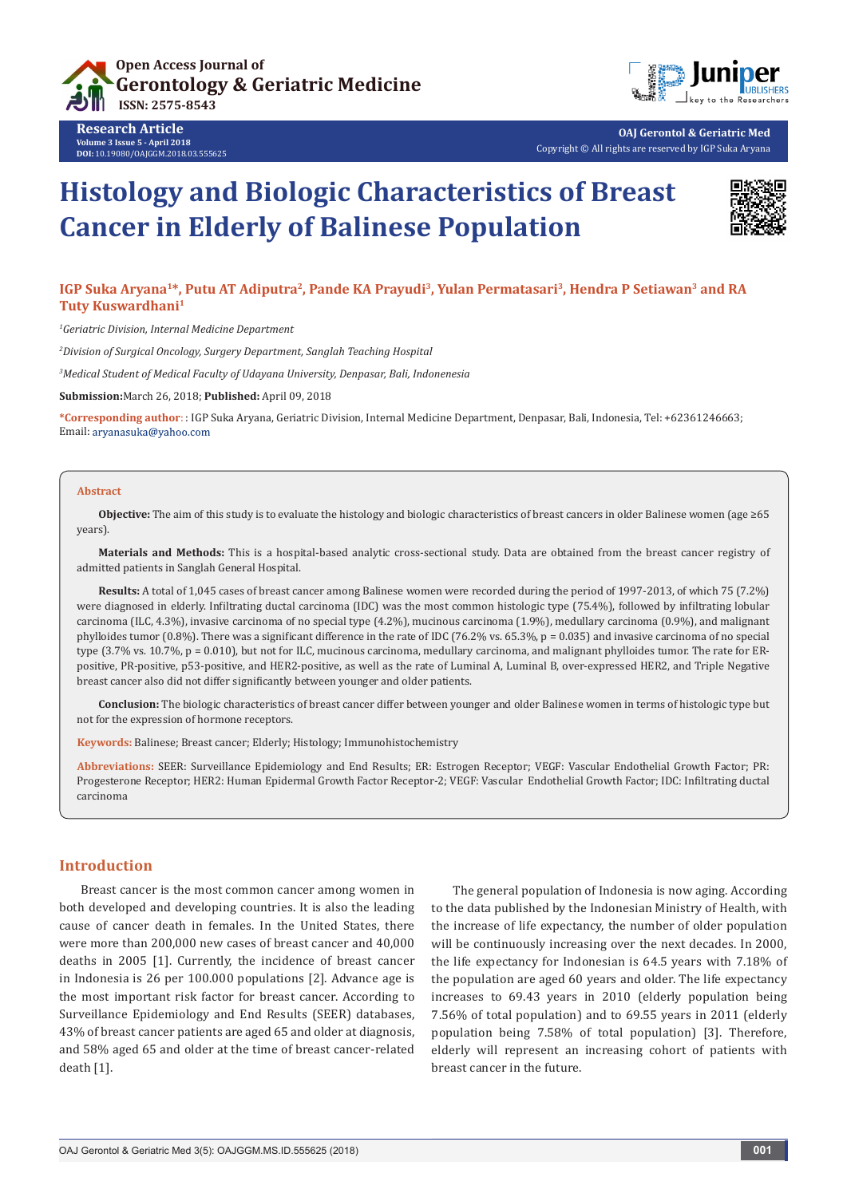# Histology and Biologic Characteristics of Breast Cancer in Elderly of Balinese Population

**IGP Suka Aryana[1]*, Putu AT Adiputra[2], Pande KA Prayudi[3], Yulan Permatasari[3], Hendra P Setiawan[3] and RA Tuty Kuswardhani[1]**

[1]*Geriatric Division, Internal Medicine Department*

[2]*Division of Surgical Oncology, Surgery Department, Sanglah Teaching Hospital*

[3]*Medical Student of Medical Faculty of Udayana University, Denpasar, Bali, Indonesia*

**Submission:** March 26, 2018; **Published:** April 09, 2018

***Corresponding author:** : IGP Suka Aryana, Geriatric Division, Internal Medicine Department, Denpasar, Bali, Indonesia, Tel: +62361246663; Email: aryanasuka@yahoo.com

## Abstract

**Objective:** The aim of this study is to evaluate the histology and biologic characteristics of breast cancers in older Balinese women (age ≥65 years).

**Materials and Methods:** This is a hospital-based analytic cross-sectional study. Data are obtained from the breast cancer registry of admitted patients in Sanglah General Hospital.

**Results:** A total of 1,045 cases of breast cancer among Balinese women were recorded during the period of 1997-2013, of which 75 (7.2%) were diagnosed in elderly. Infiltrating ductal carcinoma (IDC) was the most common histologic type (75.4%), followed by infiltrating lobular carcinoma (ILC, 4.3%), invasive carcinoma of no special type (4.2%), mucinous carcinoma (1.9%), medullary carcinoma (0.9%), and malignant phylloides tumor (0.8%). There was a significant difference in the rate of IDC (76.2% vs. 65.3%, p = 0.035) and invasive carcinoma of no special type (3.7% vs. 10.7%, p = 0.010), but not for ILC, mucinous carcinoma, medullary carcinoma, and malignant phylloides tumor. The rate for ER-positive, PR-positive, p53-positive, and HER2-positive, as well as the rate of Luminal A, Luminal B, over-expressed HER2, and Triple Negative breast cancer also did not differ significantly between younger and older patients.

**Conclusion:** The biologic characteristics of breast cancer differ between younger and older Balinese women in terms of histologic type but not for the expression of hormone receptors.

**Keywords:** Balinese; Breast cancer; Elderly; Histology; Immunohistochemistry

**Abbreviations:** SEER: Surveillance Epidemiology and End Results; ER: Estrogen Receptor; VEGF: Vascular Endothelial Growth Factor; PR: Progesterone Receptor; HER2: Human Epidermal Growth Factor Receptor-2; VEGF: Vascular Endothelial Growth Factor; IDC: Infiltrating ductal carcinoma

## Introduction

Breast cancer is the most common cancer among women in both developed and developing countries. It is also the leading cause of cancer death in females. In the United States, there were more than 200,000 new cases of breast cancer and 40,000 deaths in 2005 [1]. Currently, the incidence of breast cancer in Indonesia is 26 per 100.000 populations [2]. Advance age is the most important risk factor for breast cancer. According to Surveillance Epidemiology and End Results (SEER) databases, 43% of breast cancer patients are aged 65 and older at diagnosis, and 58% aged 65 and older at the time of breast cancer-related death [1].

The general population of Indonesia is now aging. According to the data published by the Indonesian Ministry of Health, with the increase of life expectancy, the number of older population will be continuously increasing over the next decades. In 2000, the life expectancy for Indonesian is 64.5 years with 7.18% of the population are aged 60 years and older. The life expectancy increases to 69.43 years in 2010 (elderly population being 7.56% of total population) and to 69.55 years in 2011 (elderly population being 7.58% of total population) [3]. Therefore, elderly will represent an increasing cohort of patients with breast cancer in the future.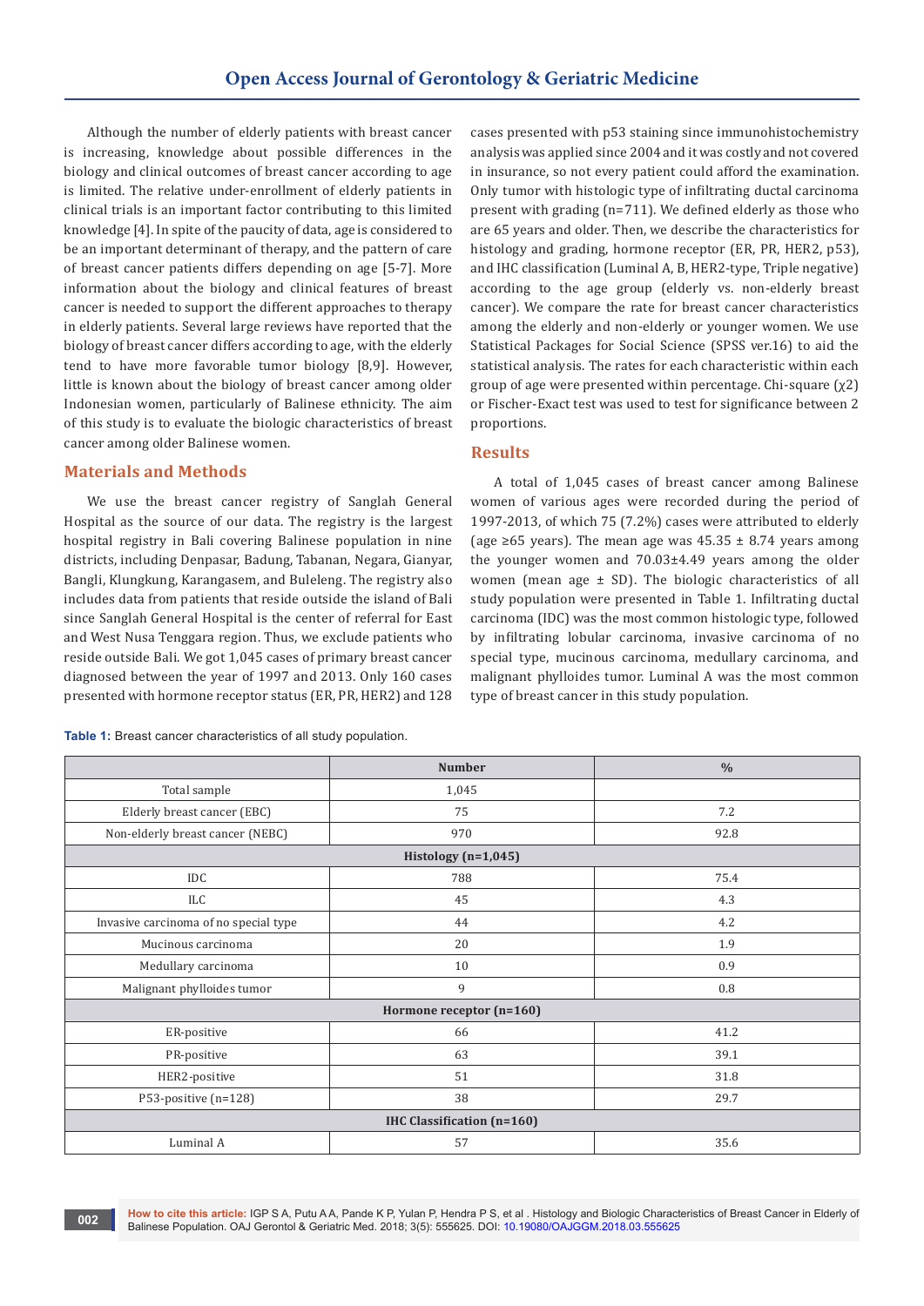Although the number of elderly patients with breast cancer is increasing, knowledge about possible differences in the biology and clinical outcomes of breast cancer according to age is limited. The relative under-enrollment of elderly patients in clinical trials is an important factor contributing to this limited knowledge [4]. In spite of the paucity of data, age is considered to be an important determinant of therapy, and the pattern of care of breast cancer patients differs depending on age [5-7]. More information about the biology and clinical features of breast cancer is needed to support the different approaches to therapy in elderly patients. Several large reviews have reported that the biology of breast cancer differs according to age, with the elderly tend to have more favorable tumor biology [8,9]. However, little is known about the biology of breast cancer among older Indonesian women, particularly of Balinese ethnicity. The aim of this study is to evaluate the biologic characteristics of breast cancer among older Balinese women.

## Materials and Methods

We use the breast cancer registry of Sanglah General Hospital as the source of our data. The registry is the largest hospital registry in Bali covering Balinese population in nine districts, including Denpasar, Badung, Tabanan, Negara, Gianyar, Bangli, Klungkung, Karangasem, and Buleleng. The registry also includes data from patients that reside outside the island of Bali since Sanglah General Hospital is the center of referral for East and West Nusa Tenggara region. Thus, we exclude patients who reside outside Bali. We got 1,045 cases of primary breast cancer diagnosed between the year of 1997 and 2013. Only 160 cases presented with hormone receptor status (ER, PR, HER2) and 128 cases presented with p53 staining since immunohistochemistry analysis was applied since 2004 and it was costly and not covered in insurance, so not every patient could afford the examination. Only tumor with histologic type of infiltrating ductal carcinoma present with grading (n=711). We defined elderly as those who are 65 years and older. Then, we describe the characteristics for histology and grading, hormone receptor (ER, PR, HER2, p53), and IHC classification (Luminal A, B, HER2-type, Triple negative) according to the age group (elderly vs. non-elderly breast cancer). We compare the rate for breast cancer characteristics among the elderly and non-elderly or younger women. We use Statistical Packages for Social Science (SPSS ver.16) to aid the statistical analysis. The rates for each characteristic within each group of age were presented within percentage. Chi-square ($\chi 2$) or Fischer-Exact test was used to test for significance between 2 proportions.

## Results

A total of 1,045 cases of breast cancer among Balinese women of various ages were recorded during the period of 1997-2013, of which 75 (7.2%) cases were attributed to elderly (age ≥65 years). The mean age was 45.35 ± 8.74 years among the younger women and 70.03±4.49 years among the older women (mean age ± SD). The biologic characteristics of all study population were presented in Table 1. Infiltrating ductal carcinoma (IDC) was the most common histologic type, followed by infiltrating lobular carcinoma, invasive carcinoma of no special type, mucinous carcinoma, medullary carcinoma, and malignant phylloides tumor. Luminal A was the most common type of breast cancer in this study population.

**Table 1:** Breast cancer characteristics of all study population.

| | Number | % |
|---|---|---|
| Total sample | 1,045 | |
| Elderly breast cancer (EBC) | 75 | 7.2 |
| Non-elderly breast cancer (NEBC) | 970 | 92.8 |
| **Histology (n=1,045)** | | |
| IDC | 788 | 75.4 |
| ILC | 45 | 4.3 |
| Invasive carcinoma of no special type | 44 | 4.2 |
| Mucinous carcinoma | 20 | 1.9 |
| Medullary carcinoma | 10 | 0.9 |
| Malignant phylloides tumor | 9 | 0.8 |
| **Hormone receptor (n=160)** | | |
| ER-positive | 66 | 41.2 |
| PR-positive | 63 | 39.1 |
| HER2-positive | 51 | 31.8 |
| P53-positive (n=128) | 38 | 29.7 |
| **IHC Classification (n=160)** | | |
| Luminal A | 57 | 35.6 |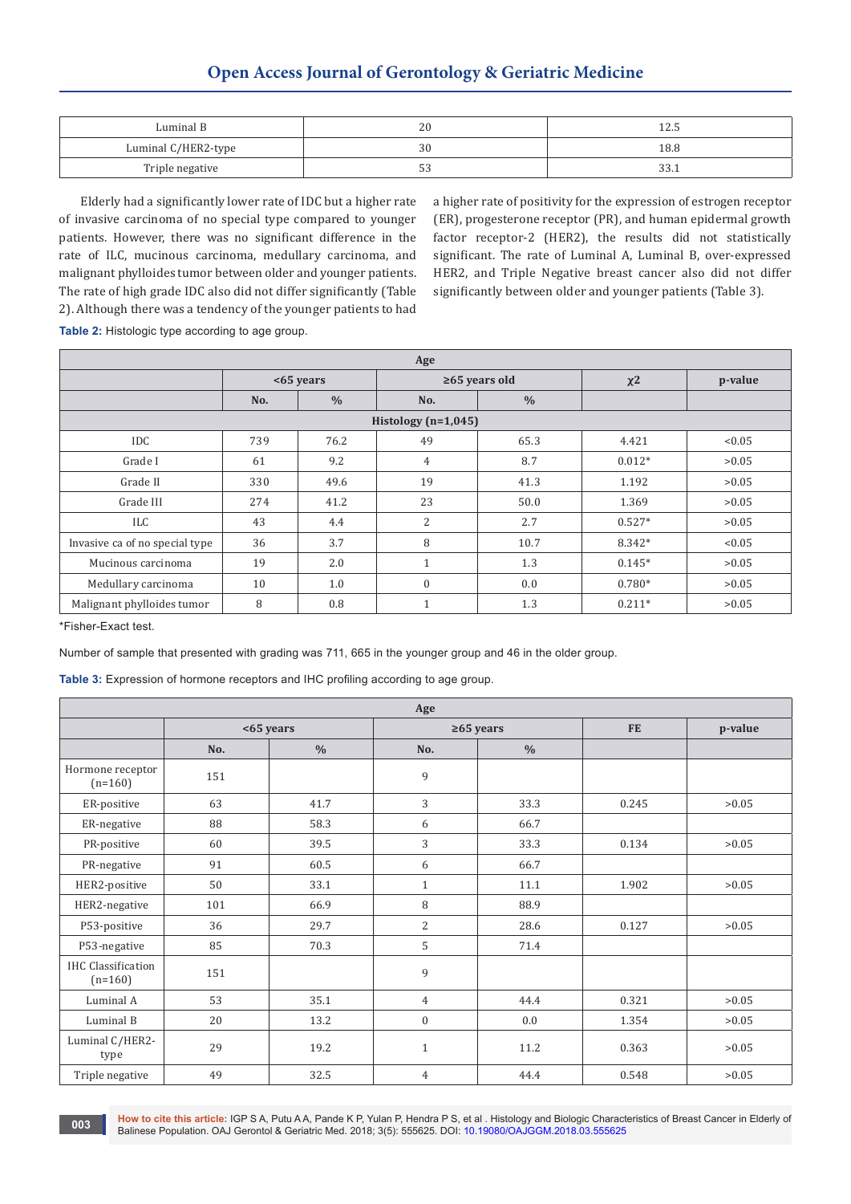| Luminal B | 20 | 12.5 |
|---|---|---|
| Luminal C/HER2-type | 30 | 18.8 |
| Triple negative | 53 | 33.1 |

Elderly had a significantly lower rate of IDC but a higher rate of invasive carcinoma of no special type compared to younger patients. However, there was no significant difference in the rate of ILC, mucinous carcinoma, medullary carcinoma, and malignant phylloides tumor between older and younger patients. The rate of high grade IDC also did not differ significantly (Table 2). Although there was a tendency of the younger patients to had a higher rate of positivity for the expression of estrogen receptor (ER), progesterone receptor (PR), and human epidermal growth factor receptor-2 (HER2), the results did not statistically significant. The rate of Luminal A, Luminal B, over-expressed HER2, and Triple Negative breast cancer also did not differ significantly between older and younger patients (Table 3).

**Table 2:** Histologic type according to age group.

| | Age | | | | | |
|---|---|---|---|---|---|---|
| | <65 years | | ≥65 years old | | χ2 | p-value |
| | No. | % | No. | % | | |
| **Histology (n=1,045)** | | | | | | |
| IDC | 739 | 76.2 | 49 | 65.3 | 4.421 | <0.05 |
| Grade I | 61 | 9.2 | 4 | 8.7 | 0.012* | >0.05 |
| Grade II | 330 | 49.6 | 19 | 41.3 | 1.192 | >0.05 |
| Grade III | 274 | 41.2 | 23 | 50.0 | 1.369 | >0.05 |
| ILC | 43 | 4.4 | 2 | 2.7 | 0.527* | >0.05 |
| Invasive ca of no special type | 36 | 3.7 | 8 | 10.7 | 8.342* | <0.05 |
| Mucinous carcinoma | 19 | 2.0 | 1 | 1.3 | 0.145* | >0.05 |
| Medullary carcinoma | 10 | 1.0 | 0 | 0.0 | 0.780* | >0.05 |
| Malignant phylloides tumor | 8 | 0.8 | 1 | 1.3 | 0.211* | >0.05 |

*Fisher-Exact test.

Number of sample that presented with grading was 711, 665 in the younger group and 46 in the older group.

**Table 3:** Expression of hormone receptors and IHC profiling according to age group.

| | Age | | | | | |
|---|---|---|---|---|---|---|
| | <65 years | | ≥65 years | | FE | p-value |
| | No. | % | No. | % | | |
| Hormone receptor (n=160) | 151 | | 9 | | | |
| ER-positive | 63 | 41.7 | 3 | 33.3 | 0.245 | >0.05 |
| ER-negative | 88 | 58.3 | 6 | 66.7 | | |
| PR-positive | 60 | 39.5 | 3 | 33.3 | 0.134 | >0.05 |
| PR-negative | 91 | 60.5 | 6 | 66.7 | | |
| HER2-positive | 50 | 33.1 | 1 | 11.1 | 1.902 | >0.05 |
| HER2-negative | 101 | 66.9 | 8 | 88.9 | | |
| P53-positive | 36 | 29.7 | 2 | 28.6 | 0.127 | >0.05 |
| P53-negative | 85 | 70.3 | 5 | 71.4 | | |
| IHC Classification (n=160) | 151 | | 9 | | | |
| Luminal A | 53 | 35.1 | 4 | 44.4 | 0.321 | >0.05 |
| Luminal B | 20 | 13.2 | 0 | 0.0 | 1.354 | >0.05 |
| Luminal C/HER2-type | 29 | 19.2 | 1 | 11.2 | 0.363 | >0.05 |
| Triple negative | 49 | 32.5 | 4 | 44.4 | 0.548 | >0.05 |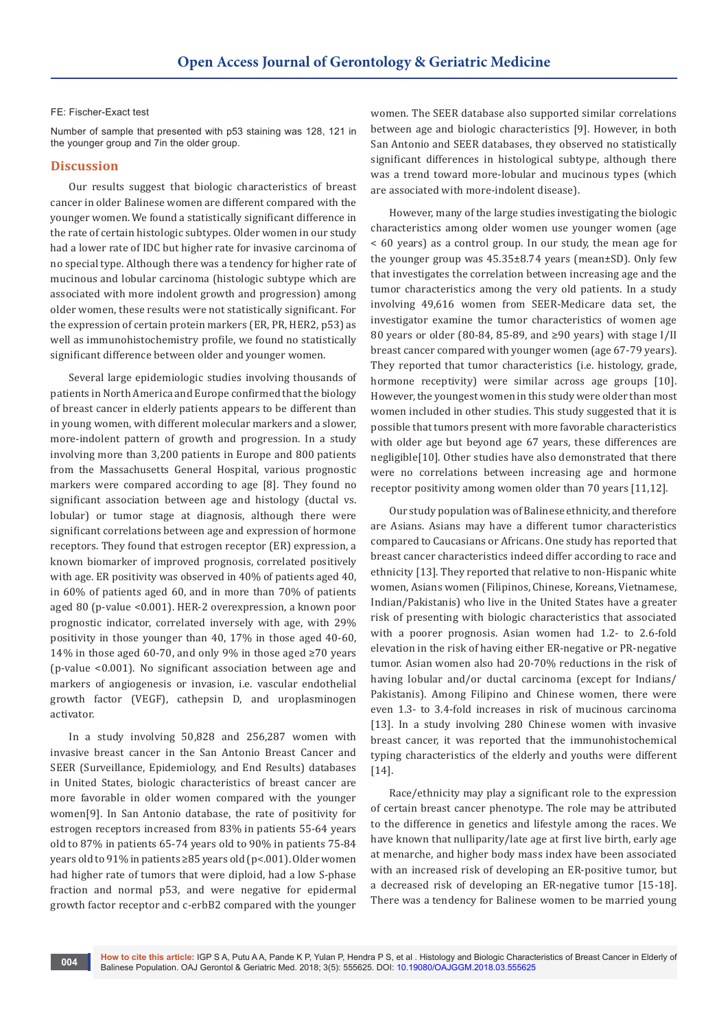FE: Fischer-Exact test

Number of sample that presented with p53 staining was 128, 121 in the younger group and 7in the older group.

## Discussion

Our results suggest that biologic characteristics of breast cancer in older Balinese women are different compared with the younger women. We found a statistically significant difference in the rate of certain histologic subtypes. Older women in our study had a lower rate of IDC but higher rate for invasive carcinoma of no special type. Although there was a tendency for higher rate of mucinous and lobular carcinoma (histologic subtype which are associated with more indolent growth and progression) among older women, these results were not statistically significant. For the expression of certain protein markers (ER, PR, HER2, p53) as well as immunohistochemistry profile, we found no statistically significant difference between older and younger women.

Several large epidemiologic studies involving thousands of patients in North America and Europe confirmed that the biology of breast cancer in elderly patients appears to be different than in young women, with different molecular markers and a slower, more-indolent pattern of growth and progression. In a study involving more than 3,200 patients in Europe and 800 patients from the Massachusetts General Hospital, various prognostic markers were compared according to age [8]. They found no significant association between age and histology (ductal vs. lobular) or tumor stage at diagnosis, although there were significant correlations between age and expression of hormone receptors. They found that estrogen receptor (ER) expression, a known biomarker of improved prognosis, correlated positively with age. ER positivity was observed in 40% of patients aged 40, in 60% of patients aged 60, and in more than 70% of patients aged 80 (p-value <0.001). HER-2 overexpression, a known poor prognostic indicator, correlated inversely with age, with 29% positivity in those younger than 40, 17% in those aged 40-60, 14% in those aged 60-70, and only 9% in those aged ≥70 years (p-value <0.001). No significant association between age and markers of angiogenesis or invasion, i.e. vascular endothelial growth factor (VEGF), cathepsin D, and uroplasminogen activator.

In a study involving 50,828 and 256,287 women with invasive breast cancer in the San Antonio Breast Cancer and SEER (Surveillance, Epidemiology, and End Results) databases in United States, biologic characteristics of breast cancer are more favorable in older women compared with the younger women[9]. In San Antonio database, the rate of positivity for estrogen receptors increased from 83% in patients 55-64 years old to 87% in patients 65-74 years old to 90% in patients 75-84 years old to 91% in patients ≥85 years old (p<.001). Older women had higher rate of tumors that were diploid, had a low S-phase fraction and normal p53, and were negative for epidermal growth factor receptor and c-erbB2 compared with the younger women. The SEER database also supported similar correlations between age and biologic characteristics [9]. However, in both San Antonio and SEER databases, they observed no statistically significant differences in histological subtype, although there was a trend toward more-lobular and mucinous types (which are associated with more-indolent disease).

However, many of the large studies investigating the biologic characteristics among older women use younger women (age < 60 years) as a control group. In our study, the mean age for the younger group was 45.35±8.74 years (mean±SD). Only few that investigates the correlation between increasing age and the tumor characteristics among the very old patients. In a study involving 49,616 women from SEER-Medicare data set, the investigator examine the tumor characteristics of women age 80 years or older (80-84, 85-89, and ≥90 years) with stage I/II breast cancer compared with younger women (age 67-79 years). They reported that tumor characteristics (i.e. histology, grade, hormone receptivity) were similar across age groups [10]. However, the youngest women in this study were older than most women included in other studies. This study suggested that it is possible that tumors present with more favorable characteristics with older age but beyond age 67 years, these differences are negligible[10]. Other studies have also demonstrated that there were no correlations between increasing age and hormone receptor positivity among women older than 70 years [11,12].

Our study population was of Balinese ethnicity, and therefore are Asians. Asians may have a different tumor characteristics compared to Caucasians or Africans. One study has reported that breast cancer characteristics indeed differ according to race and ethnicity [13]. They reported that relative to non-Hispanic white women, Asians women (Filipinos, Chinese, Koreans, Vietnamese, Indian/Pakistanis) who live in the United States have a greater risk of presenting with biologic characteristics that associated with a poorer prognosis. Asian women had 1.2- to 2.6-fold elevation in the risk of having either ER-negative or PR-negative tumor. Asian women also had 20-70% reductions in the risk of having lobular and/or ductal carcinoma (except for Indians/Pakistanis). Among Filipino and Chinese women, there were even 1.3- to 3.4-fold increases in risk of mucinous carcinoma [13]. In a study involving 280 Chinese women with invasive breast cancer, it was reported that the immunohistochemical typing characteristics of the elderly and youths were different [14].

Race/ethnicity may play a significant role to the expression of certain breast cancer phenotype. The role may be attributed to the difference in genetics and lifestyle among the races. We have known that nulliparity/late age at first live birth, early age at menarche, and higher body mass index have been associated with an increased risk of developing an ER-positive tumor, but a decreased risk of developing an ER-negative tumor [15-18]. There was a tendency for Balinese women to be married young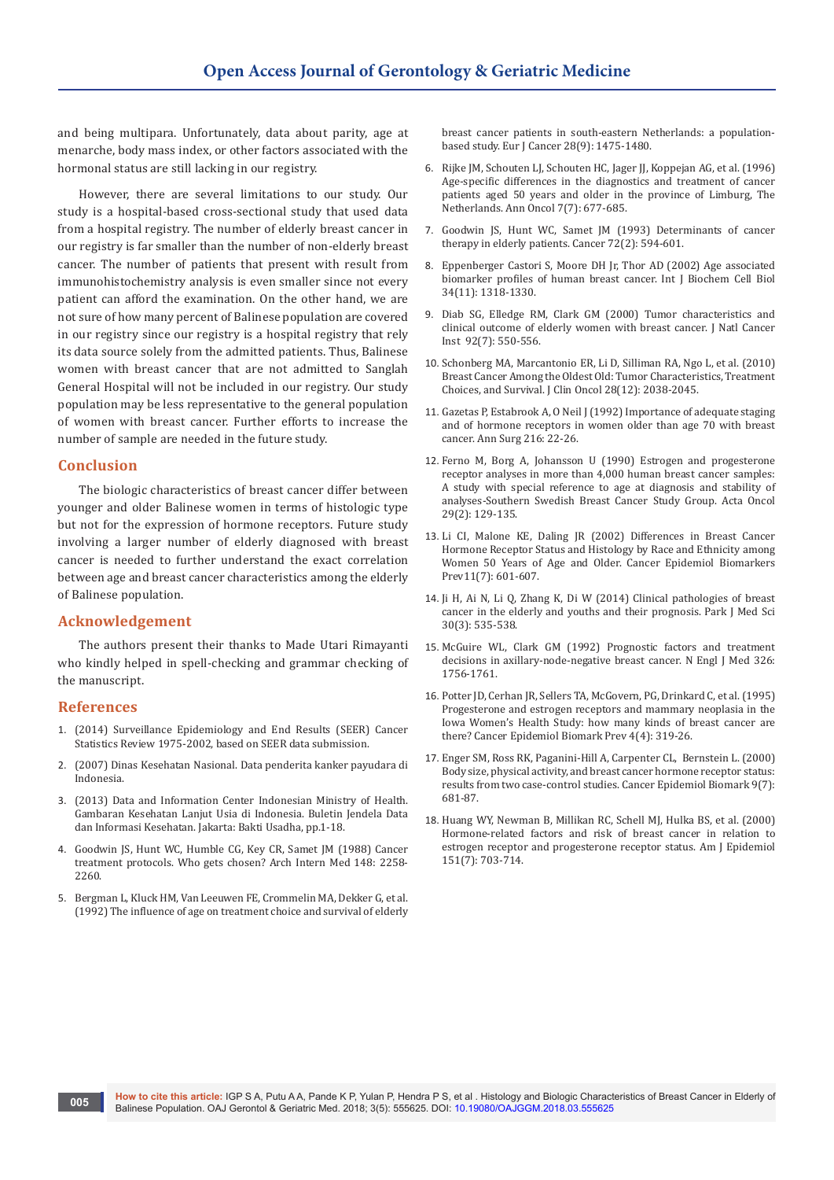and being multipara. Unfortunately, data about parity, age at menarche, body mass index, or other factors associated with the hormonal status are still lacking in our registry.

However, there are several limitations to our study. Our study is a hospital-based cross-sectional study that used data from a hospital registry. The number of elderly breast cancer in our registry is far smaller than the number of non-elderly breast cancer. The number of patients that present with result from immunohistochemistry analysis is even smaller since not every patient can afford the examination. On the other hand, we are not sure of how many percent of Balinese population are covered in our registry since our registry is a hospital registry that rely its data source solely from the admitted patients. Thus, Balinese women with breast cancer that are not admitted to Sanglah General Hospital will not be included in our registry. Our study population may be less representative to the general population of women with breast cancer. Further efforts to increase the number of sample are needed in the future study.

## Conclusion

The biologic characteristics of breast cancer differ between younger and older Balinese women in terms of histologic type but not for the expression of hormone receptors. Future study involving a larger number of elderly diagnosed with breast cancer is needed to further understand the exact correlation between age and breast cancer characteristics among the elderly of Balinese population.

## Acknowledgement

The authors present their thanks to Made Utari Rimayanti who kindly helped in spell-checking and grammar checking of the manuscript.

## References

1. (2014) Surveillance Epidemiology and End Results (SEER) Cancer Statistics Review 1975-2002, based on SEER data submission.
2. (2007) Dinas Kesehatan Nasional. Data penderita kanker payudara di Indonesia.
3. (2013) Data and Information Center Indonesian Ministry of Health. Gambaran Kesehatan Lanjut Usia di Indonesia. Buletin Jendela Data dan Informasi Kesehatan. Jakarta: Bakti Usadha, pp.1-18.
4. Goodwin JS, Hunt WC, Humble CG, Key CR, Samet JM (1988) Cancer treatment protocols. Who gets chosen? Arch Intern Med 148: 2258-2260.
5. Bergman L, Kluck HM, Van Leeuwen FE, Crommelin MA, Dekker G, et al. (1992) The influence of age on treatment choice and survival of elderly breast cancer patients in south-eastern Netherlands: a population-based study. Eur J Cancer 28(9): 1475-1480.
6. Rijke JM, Schouten LJ, Schouten HC, Jager JJ, Koppejan AG, et al. (1996) Age-specific differences in the diagnostics and treatment of cancer patients aged 50 years and older in the province of Limburg, The Netherlands. Ann Oncol 7(7): 677-685.
7. Goodwin JS, Hunt WC, Samet JM (1993) Determinants of cancer therapy in elderly patients. Cancer 72(2): 594-601.
8. Eppenberger Castori S, Moore DH Jr, Thor AD (2002) Age associated biomarker profiles of human breast cancer. Int J Biochem Cell Biol 34(11): 1318-1330.
9. Diab SG, Elledge RM, Clark GM (2000) Tumor characteristics and clinical outcome of elderly women with breast cancer. J Natl Cancer Inst 92(7): 550-556.
10. Schonberg MA, Marcantonio ER, Li D, Silliman RA, Ngo L, et al. (2010) Breast Cancer Among the Oldest Old: Tumor Characteristics, Treatment Choices, and Survival. J Clin Oncol 28(12): 2038-2045.
11. Gazetas P, Estabrook A, O Neil J (1992) Importance of adequate staging and of hormone receptors in women older than age 70 with breast cancer. Ann Surg 216: 22-26.
12. Ferno M, Borg A, Johansson U (1990) Estrogen and progesterone receptor analyses in more than 4,000 human breast cancer samples: A study with special reference to age at diagnosis and stability of analyses-Southern Swedish Breast Cancer Study Group. Acta Oncol 29(2): 129-135.
13. Li CI, Malone KE, Daling JR (2002) Differences in Breast Cancer Hormone Receptor Status and Histology by Race and Ethnicity among Women 50 Years of Age and Older. Cancer Epidemiol Biomarkers Prev11(7): 601-607.
14. Ji H, Ai N, Li Q, Zhang K, Di W (2014) Clinical pathologies of breast cancer in the elderly and youths and their prognosis. Park J Med Sci 30(3): 535-538.
15. McGuire WL, Clark GM (1992) Prognostic factors and treatment decisions in axillary-node-negative breast cancer. N Engl J Med 326: 1756-1761.
16. Potter JD, Cerhan JR, Sellers TA, McGovern, PG, Drinkard C, et al. (1995) Progesterone and estrogen receptors and mammary neoplasia in the Iowa Women's Health Study: how many kinds of breast cancer are there? Cancer Epidemiol Biomark Prev 4(4): 319-26.
17. Enger SM, Ross RK, Paganini-Hill A, Carpenter CL, Bernstein L. (2000) Body size, physical activity, and breast cancer hormone receptor status: results from two case-control studies. Cancer Epidemiol Biomark 9(7): 681-87.
18. Huang WY, Newman B, Millikan RC, Schell MJ, Hulka BS, et al. (2000) Hormone-related factors and risk of breast cancer in relation to estrogen receptor and progesterone receptor status. Am J Epidemiol 151(7): 703-714.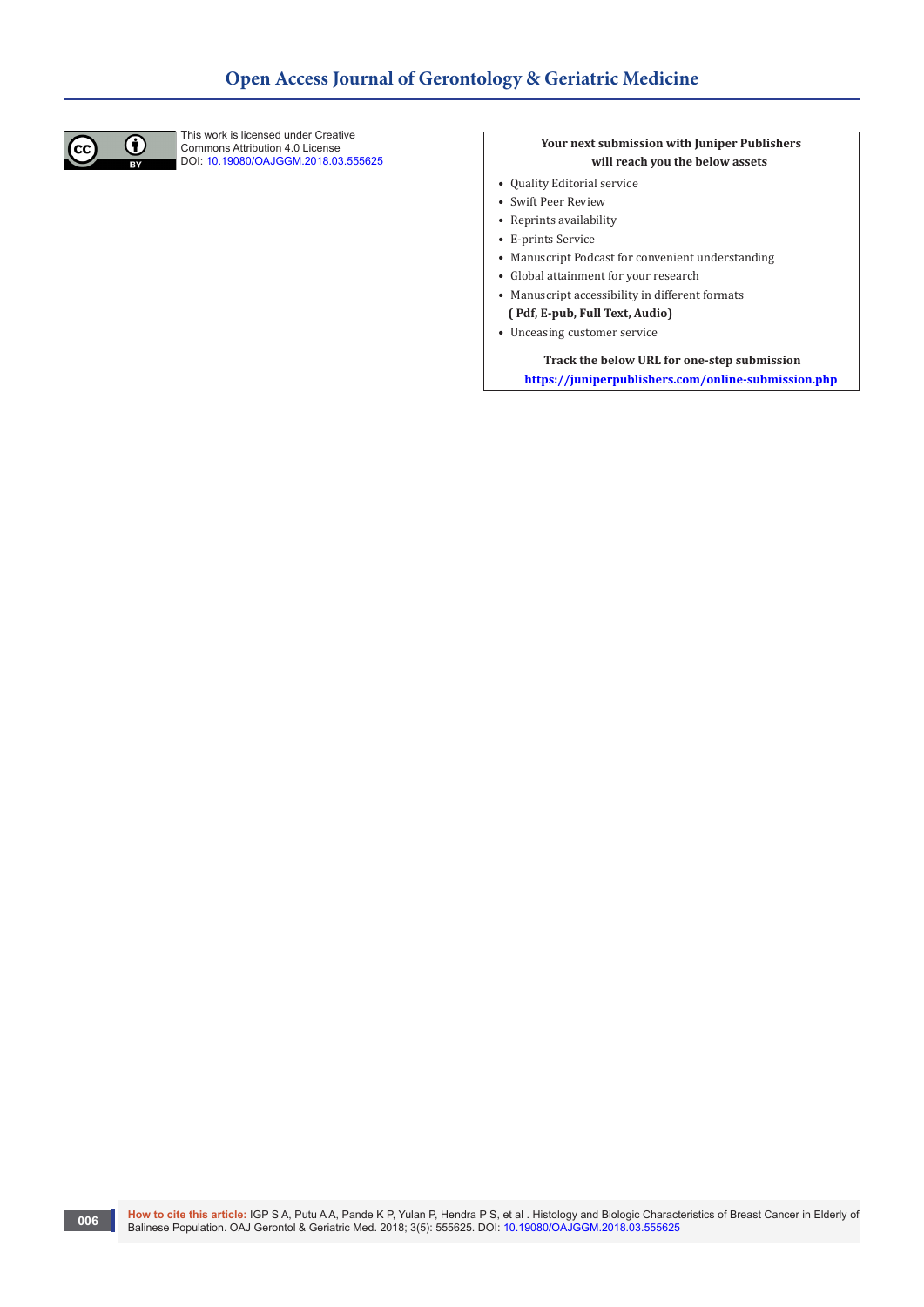This work is licensed under Creative Commons Attribution 4.0 License
DOI: 10.19080/OAJGGM.2018.03.555625

**Your next submission with Juniper Publishers will reach you the below assets**

- Quality Editorial service
- Swift Peer Review
- Reprints availability
- E-prints Service
- Manuscript Podcast for convenient understanding
- Global attainment for your research
- Manuscript accessibility in different formats
  **( Pdf, E-pub, Full Text, Audio)**
- Unceasing customer service

**Track the below URL for one-step submission**
**https://juniperpublishers.com/online-submission.php**

**How to cite this article:** IGP S A, Putu A A, Pande K P, Yulan P, Hendra P S, et al . Histology and Biologic Characteristics of Breast Cancer in Elderly of Balinese Population. OAJ Gerontol & Geriatric Med. 2018; 3(5): 555625. DOI: 10.19080/OAJGGM.2018.03.555625